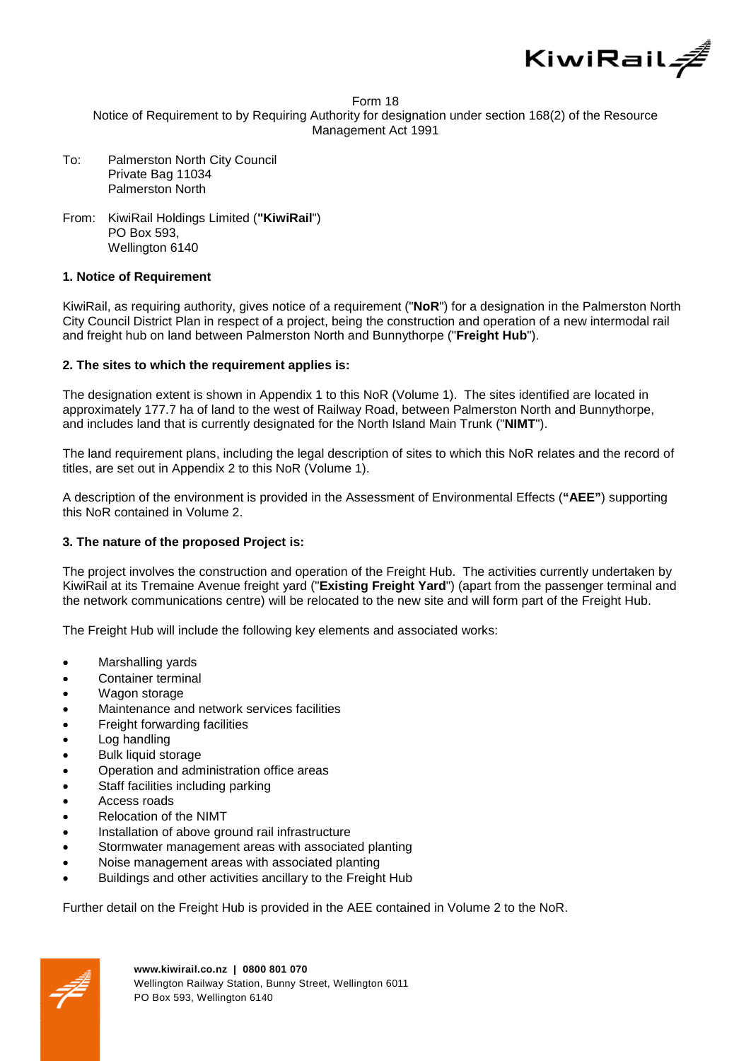Form 18

Notice of Requirement to by Requiring Authority for designation under section 168(2) of the Resource Management Act 1991

To: Palmerston North City Council
Private Bag 11034
Palmerston North

From: KiwiRail Holdings Limited (**"KiwiRail"**)
PO Box 593,
Wellington 6140

**1. Notice of Requirement**

KiwiRail, as requiring authority, gives notice of a requirement ("**NoR**") for a designation in the Palmerston North City Council District Plan in respect of a project, being the construction and operation of a new intermodal rail and freight hub on land between Palmerston North and Bunnythorpe ("**Freight Hub**").

**2. The sites to which the requirement applies is:**

The designation extent is shown in Appendix 1 to this NoR (Volume 1). The sites identified are located in approximately 177.7 ha of land to the west of Railway Road, between Palmerston North and Bunnythorpe, and includes land that is currently designated for the North Island Main Trunk ("**NIMT**").

The land requirement plans, including the legal description of sites to which this NoR relates and the record of titles, are set out in Appendix 2 to this NoR (Volume 1).

A description of the environment is provided in the Assessment of Environmental Effects (**"AEE"**) supporting this NoR contained in Volume 2.

**3. The nature of the proposed Project is:**

The project involves the construction and operation of the Freight Hub. The activities currently undertaken by KiwiRail at its Tremaine Avenue freight yard ("**Existing Freight Yard**") (apart from the passenger terminal and the network communications centre) will be relocated to the new site and will form part of the Freight Hub.

The Freight Hub will include the following key elements and associated works:

- Marshalling yards
- Container terminal
- Wagon storage
- Maintenance and network services facilities
- Freight forwarding facilities
- Log handling
- Bulk liquid storage
- Operation and administration office areas
- Staff facilities including parking
- Access roads
- Relocation of the NIMT
- Installation of above ground rail infrastructure
- Stormwater management areas with associated planting
- Noise management areas with associated planting
- Buildings and other activities ancillary to the Freight Hub

Further detail on the Freight Hub is provided in the AEE contained in Volume 2 to the NoR.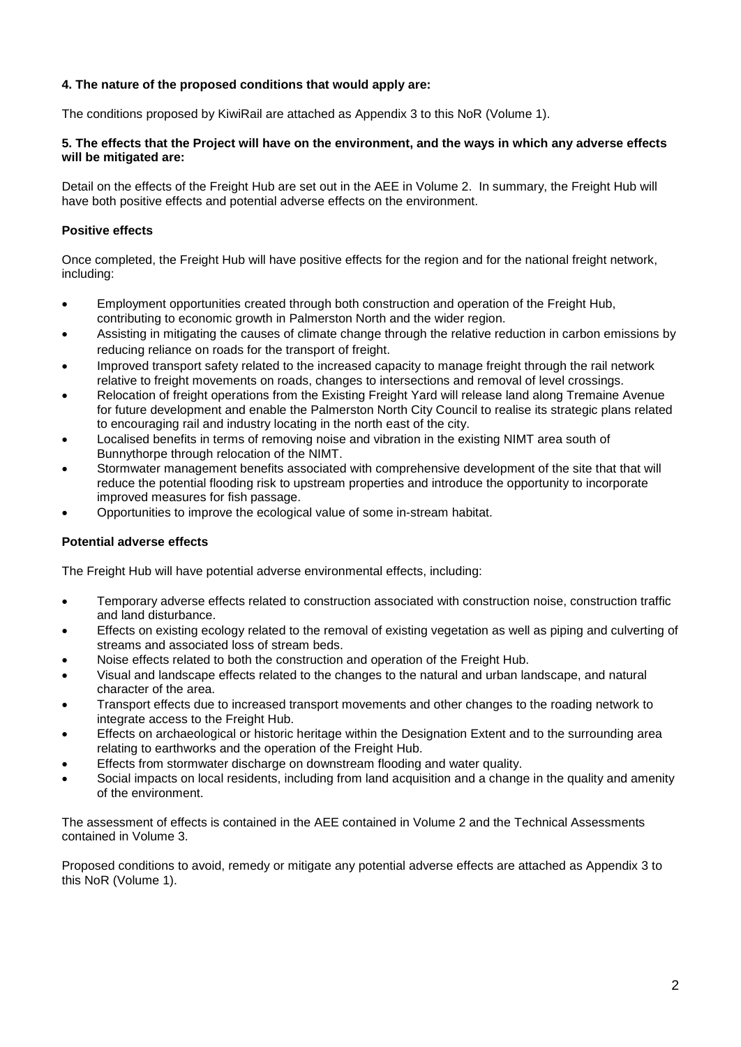**4. The nature of the proposed conditions that would apply are:**

The conditions proposed by KiwiRail are attached as Appendix 3 to this NoR (Volume 1).

**5. The effects that the Project will have on the environment, and the ways in which any adverse effects will be mitigated are:**

Detail on the effects of the Freight Hub are set out in the AEE in Volume 2. In summary, the Freight Hub will have both positive effects and potential adverse effects on the environment.

**Positive effects**

Once completed, the Freight Hub will have positive effects for the region and for the national freight network, including:

- Employment opportunities created through both construction and operation of the Freight Hub, contributing to economic growth in Palmerston North and the wider region.
- Assisting in mitigating the causes of climate change through the relative reduction in carbon emissions by reducing reliance on roads for the transport of freight.
- Improved transport safety related to the increased capacity to manage freight through the rail network relative to freight movements on roads, changes to intersections and removal of level crossings.
- Relocation of freight operations from the Existing Freight Yard will release land along Tremaine Avenue for future development and enable the Palmerston North City Council to realise its strategic plans related to encouraging rail and industry locating in the north east of the city.
- Localised benefits in terms of removing noise and vibration in the existing NIMT area south of Bunnythorpe through relocation of the NIMT.
- Stormwater management benefits associated with comprehensive development of the site that that will reduce the potential flooding risk to upstream properties and introduce the opportunity to incorporate improved measures for fish passage.
- Opportunities to improve the ecological value of some in-stream habitat.

**Potential adverse effects**

The Freight Hub will have potential adverse environmental effects, including:

- Temporary adverse effects related to construction associated with construction noise, construction traffic and land disturbance.
- Effects on existing ecology related to the removal of existing vegetation as well as piping and culverting of streams and associated loss of stream beds.
- Noise effects related to both the construction and operation of the Freight Hub.
- Visual and landscape effects related to the changes to the natural and urban landscape, and natural character of the area.
- Transport effects due to increased transport movements and other changes to the roading network to integrate access to the Freight Hub.
- Effects on archaeological or historic heritage within the Designation Extent and to the surrounding area relating to earthworks and the operation of the Freight Hub.
- Effects from stormwater discharge on downstream flooding and water quality.
- Social impacts on local residents, including from land acquisition and a change in the quality and amenity of the environment.

The assessment of effects is contained in the AEE contained in Volume 2 and the Technical Assessments contained in Volume 3.

Proposed conditions to avoid, remedy or mitigate any potential adverse effects are attached as Appendix 3 to this NoR (Volume 1).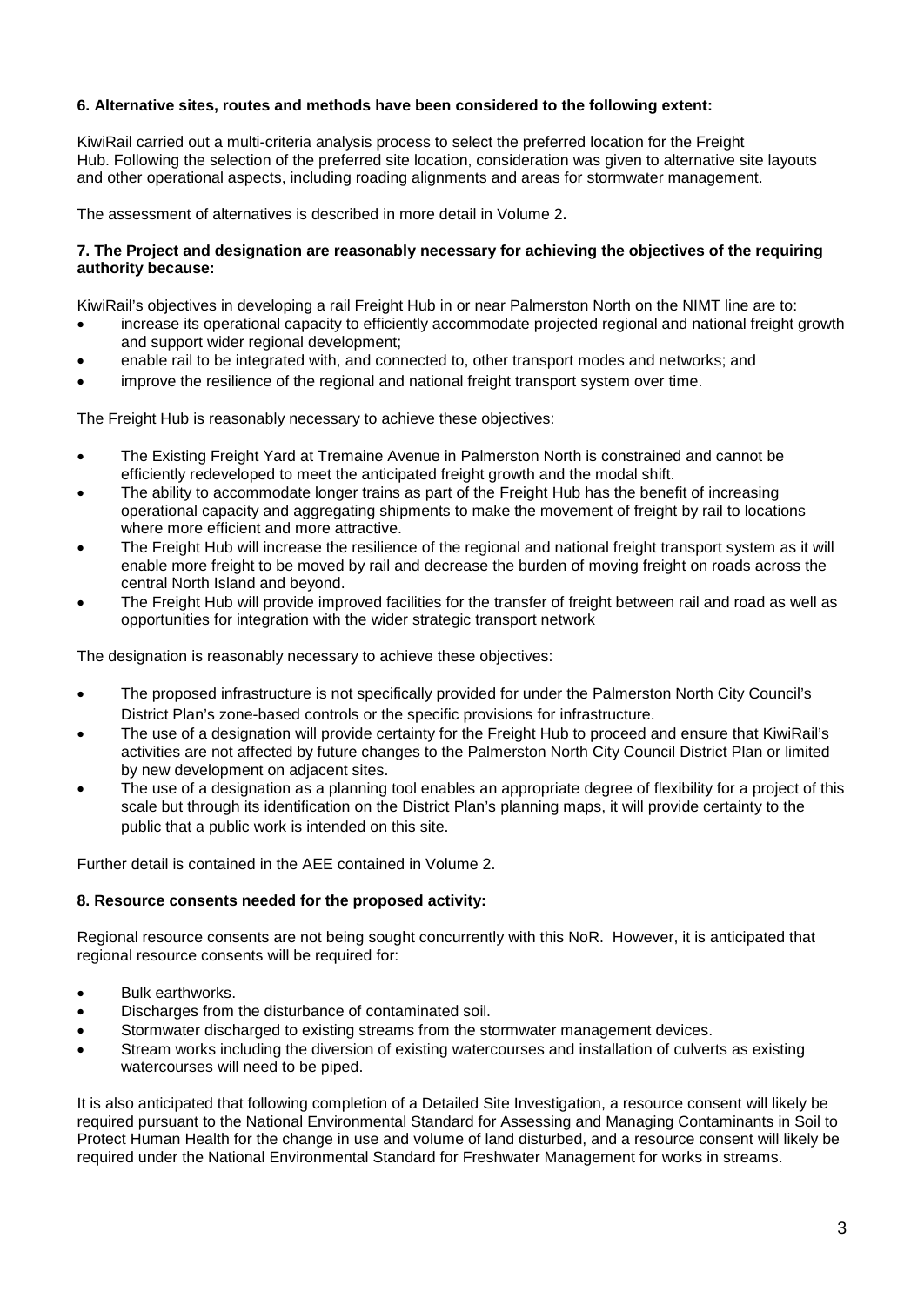**6. Alternative sites, routes and methods have been considered to the following extent:**

KiwiRail carried out a multi-criteria analysis process to select the preferred location for the Freight Hub. Following the selection of the preferred site location, consideration was given to alternative site layouts and other operational aspects, including roading alignments and areas for stormwater management.

The assessment of alternatives is described in more detail in Volume 2**.**

**7. The Project and designation are reasonably necessary for achieving the objectives of the requiring authority because:**

KiwiRail's objectives in developing a rail Freight Hub in or near Palmerston North on the NIMT line are to:

- increase its operational capacity to efficiently accommodate projected regional and national freight growth and support wider regional development;
- enable rail to be integrated with, and connected to, other transport modes and networks; and
- improve the resilience of the regional and national freight transport system over time.

The Freight Hub is reasonably necessary to achieve these objectives:

- The Existing Freight Yard at Tremaine Avenue in Palmerston North is constrained and cannot be efficiently redeveloped to meet the anticipated freight growth and the modal shift.
- The ability to accommodate longer trains as part of the Freight Hub has the benefit of increasing operational capacity and aggregating shipments to make the movement of freight by rail to locations where more efficient and more attractive.
- The Freight Hub will increase the resilience of the regional and national freight transport system as it will enable more freight to be moved by rail and decrease the burden of moving freight on roads across the central North Island and beyond.
- The Freight Hub will provide improved facilities for the transfer of freight between rail and road as well as opportunities for integration with the wider strategic transport network

The designation is reasonably necessary to achieve these objectives:

- The proposed infrastructure is not specifically provided for under the Palmerston North City Council's District Plan's zone-based controls or the specific provisions for infrastructure.
- The use of a designation will provide certainty for the Freight Hub to proceed and ensure that KiwiRail's activities are not affected by future changes to the Palmerston North City Council District Plan or limited by new development on adjacent sites.
- The use of a designation as a planning tool enables an appropriate degree of flexibility for a project of this scale but through its identification on the District Plan's planning maps, it will provide certainty to the public that a public work is intended on this site.

Further detail is contained in the AEE contained in Volume 2.

**8. Resource consents needed for the proposed activity:**

Regional resource consents are not being sought concurrently with this NoR. However, it is anticipated that regional resource consents will be required for:

- Bulk earthworks.
- Discharges from the disturbance of contaminated soil.
- Stormwater discharged to existing streams from the stormwater management devices.
- Stream works including the diversion of existing watercourses and installation of culverts as existing watercourses will need to be piped.

It is also anticipated that following completion of a Detailed Site Investigation, a resource consent will likely be required pursuant to the National Environmental Standard for Assessing and Managing Contaminants in Soil to Protect Human Health for the change in use and volume of land disturbed, and a resource consent will likely be required under the National Environmental Standard for Freshwater Management for works in streams.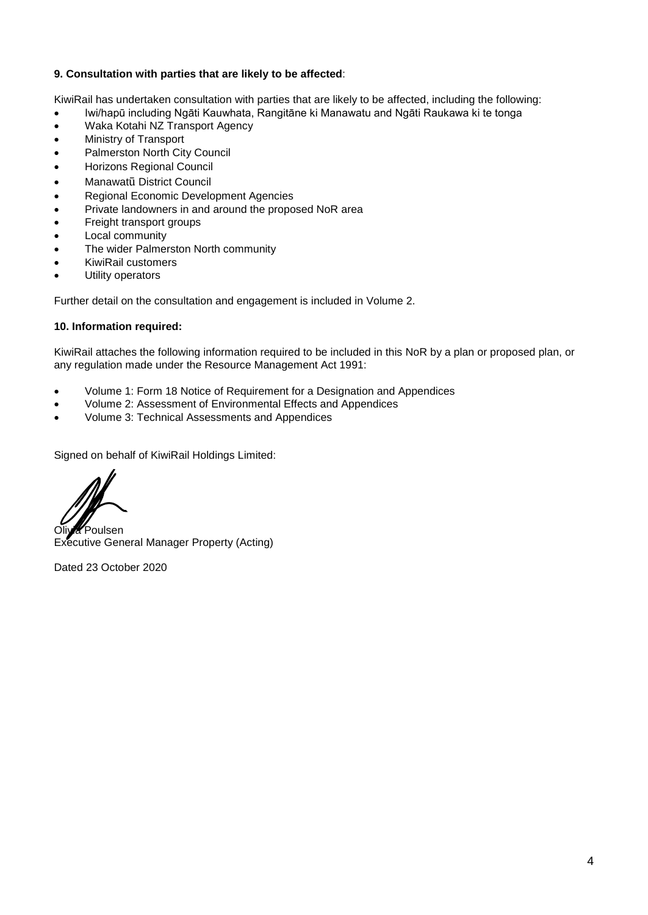**9. Consultation with parties that are likely to be affected**:

KiwiRail has undertaken consultation with parties that are likely to be affected, including the following:

- Iwi/hapū including Ngāti Kauwhata, Rangitāne ki Manawatu and Ngāti Raukawa ki te tonga
- Waka Kotahi NZ Transport Agency
- Ministry of Transport
- Palmerston North City Council
- Horizons Regional Council
- Manawatū District Council
- Regional Economic Development Agencies
- Private landowners in and around the proposed NoR area
- Freight transport groups
- Local community
- The wider Palmerston North community
- KiwiRail customers
- Utility operators

Further detail on the consultation and engagement is included in Volume 2.

**10. Information required:**

KiwiRail attaches the following information required to be included in this NoR by a plan or proposed plan, or any regulation made under the Resource Management Act 1991:

- Volume 1: Form 18 Notice of Requirement for a Designation and Appendices
- Volume 2: Assessment of Environmental Effects and Appendices
- Volume 3: Technical Assessments and Appendices

Signed on behalf of KiwiRail Holdings Limited:

Olivia Poulsen
Executive General Manager Property (Acting)

Dated 23 October 2020